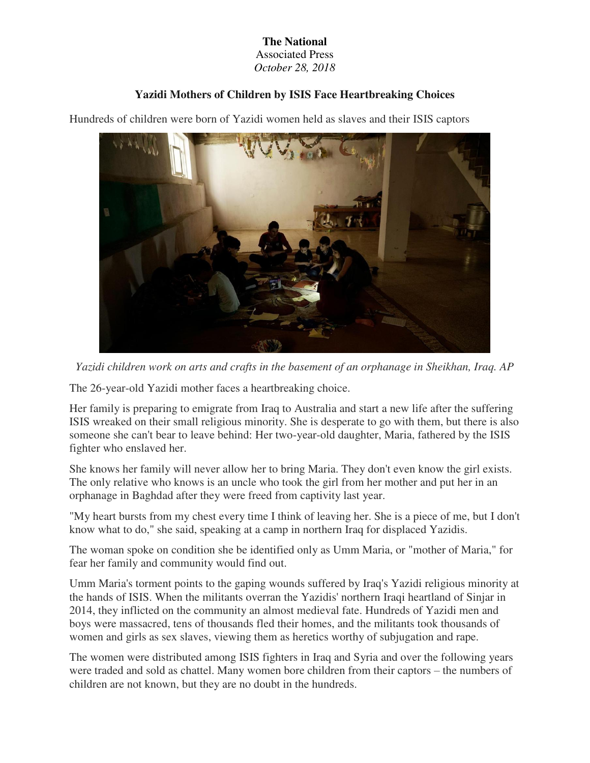**The National**
Associated Press
*October 28, 2018*

# Yazidi Mothers of Children by ISIS Face Heartbreaking Choices

Hundreds of children were born of Yazidi women held as slaves and their ISIS captors

*Yazidi children work on arts and crafts in the basement of an orphanage in Sheikhan, Iraq. AP*

The 26-year-old Yazidi mother faces a heartbreaking choice.

Her family is preparing to emigrate from Iraq to Australia and start a new life after the suffering ISIS wreaked on their small religious minority. She is desperate to go with them, but there is also someone she can't bear to leave behind: Her two-year-old daughter, Maria, fathered by the ISIS fighter who enslaved her.

She knows her family will never allow her to bring Maria. They don't even know the girl exists. The only relative who knows is an uncle who took the girl from her mother and put her in an orphanage in Baghdad after they were freed from captivity last year.

"My heart bursts from my chest every time I think of leaving her. She is a piece of me, but I don't know what to do," she said, speaking at a camp in northern Iraq for displaced Yazidis.

The woman spoke on condition she be identified only as Umm Maria, or "mother of Maria," for fear her family and community would find out.

Umm Maria's torment points to the gaping wounds suffered by Iraq's Yazidi religious minority at the hands of ISIS. When the militants overran the Yazidis' northern Iraqi heartland of Sinjar in 2014, they inflicted on the community an almost medieval fate. Hundreds of Yazidi men and boys were massacred, tens of thousands fled their homes, and the militants took thousands of women and girls as sex slaves, viewing them as heretics worthy of subjugation and rape.

The women were distributed among ISIS fighters in Iraq and Syria and over the following years were traded and sold as chattel. Many women bore children from their captors – the numbers of children are not known, but they are no doubt in the hundreds.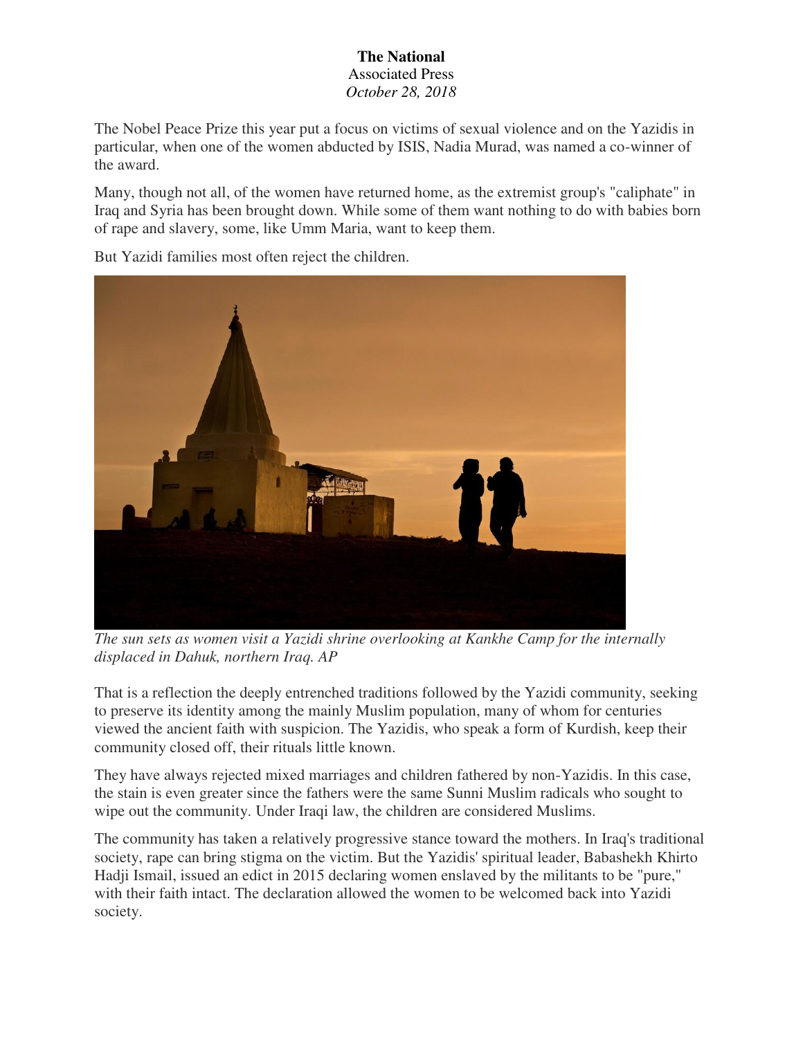**The National**
Associated Press
*October 28, 2018*

The Nobel Peace Prize this year put a focus on victims of sexual violence and on the Yazidis in particular, when one of the women abducted by ISIS, Nadia Murad, was named a co-winner of the award.

Many, though not all, of the women have returned home, as the extremist group's "caliphate" in Iraq and Syria has been brought down. While some of them want nothing to do with babies born of rape and slavery, some, like Umm Maria, want to keep them.

But Yazidi families most often reject the children.

*The sun sets as women visit a Yazidi shrine overlooking at Kankhe Camp for the internally displaced in Dahuk, northern Iraq. AP*

That is a reflection the deeply entrenched traditions followed by the Yazidi community, seeking to preserve its identity among the mainly Muslim population, many of whom for centuries viewed the ancient faith with suspicion. The Yazidis, who speak a form of Kurdish, keep their community closed off, their rituals little known.

They have always rejected mixed marriages and children fathered by non-Yazidis. In this case, the stain is even greater since the fathers were the same Sunni Muslim radicals who sought to wipe out the community. Under Iraqi law, the children are considered Muslims.

The community has taken a relatively progressive stance toward the mothers. In Iraq's traditional society, rape can bring stigma on the victim. But the Yazidis' spiritual leader, Babashekh Khirto Hadji Ismail, issued an edict in 2015 declaring women enslaved by the militants to be "pure," with their faith intact. The declaration allowed the women to be welcomed back into Yazidi society.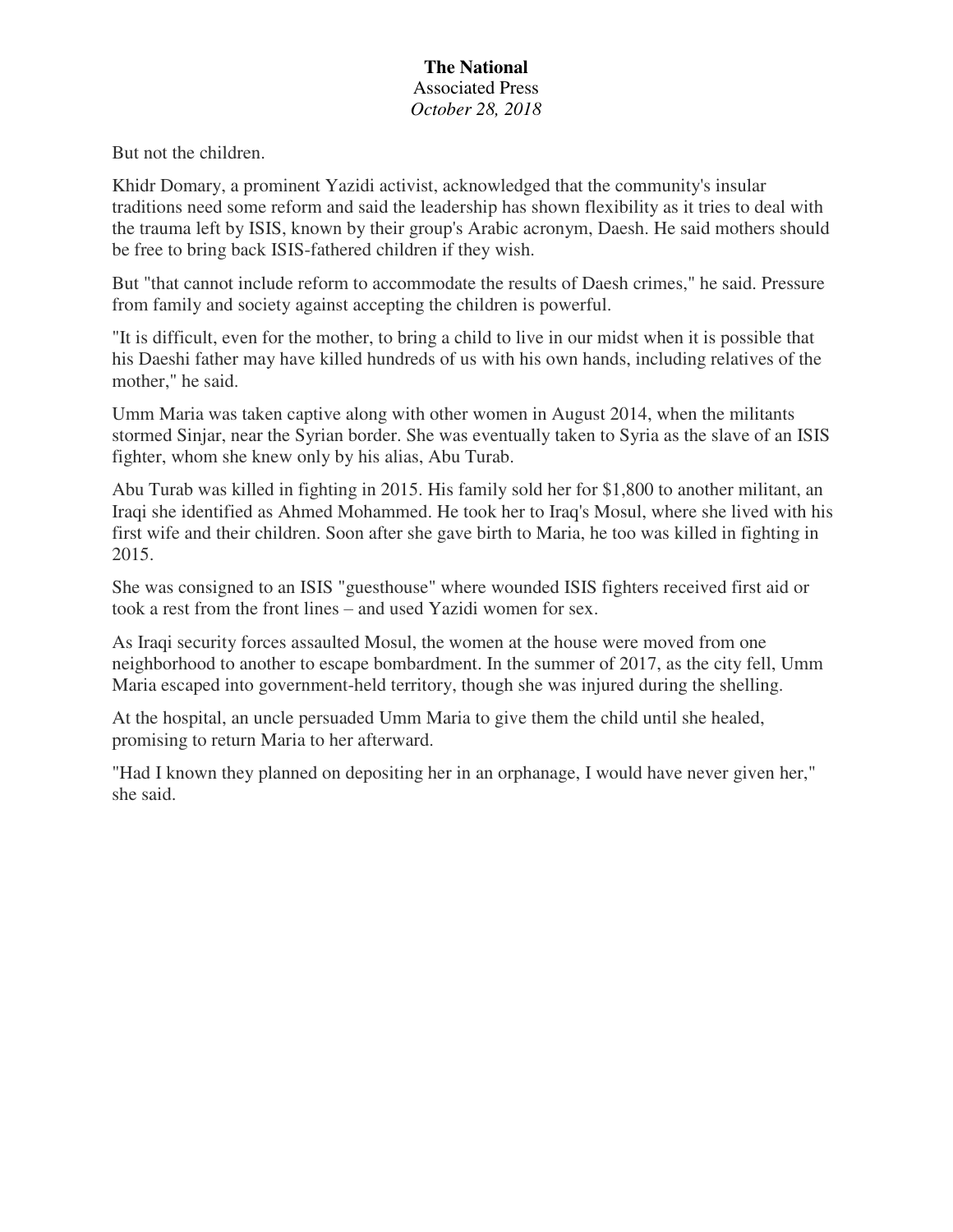But not the children.

Khidr Domary, a prominent Yazidi activist, acknowledged that the community's insular traditions need some reform and said the leadership has shown flexibility as it tries to deal with the trauma left by ISIS, known by their group's Arabic acronym, Daesh. He said mothers should be free to bring back ISIS-fathered children if they wish.

But "that cannot include reform to accommodate the results of Daesh crimes," he said. Pressure from family and society against accepting the children is powerful.

"It is difficult, even for the mother, to bring a child to live in our midst when it is possible that his Daeshi father may have killed hundreds of us with his own hands, including relatives of the mother," he said.

Umm Maria was taken captive along with other women in August 2014, when the militants stormed Sinjar, near the Syrian border. She was eventually taken to Syria as the slave of an ISIS fighter, whom she knew only by his alias, Abu Turab.

Abu Turab was killed in fighting in 2015. His family sold her for $1,800 to another militant, an Iraqi she identified as Ahmed Mohammed. He took her to Iraq's Mosul, where she lived with his first wife and their children. Soon after she gave birth to Maria, he too was killed in fighting in 2015.

She was consigned to an ISIS "guesthouse" where wounded ISIS fighters received first aid or took a rest from the front lines – and used Yazidi women for sex.

As Iraqi security forces assaulted Mosul, the women at the house were moved from one neighborhood to another to escape bombardment. In the summer of 2017, as the city fell, Umm Maria escaped into government-held territory, though she was injured during the shelling.

At the hospital, an uncle persuaded Umm Maria to give them the child until she healed, promising to return Maria to her afterward.

"Had I known they planned on depositing her in an orphanage, I would have never given her," she said.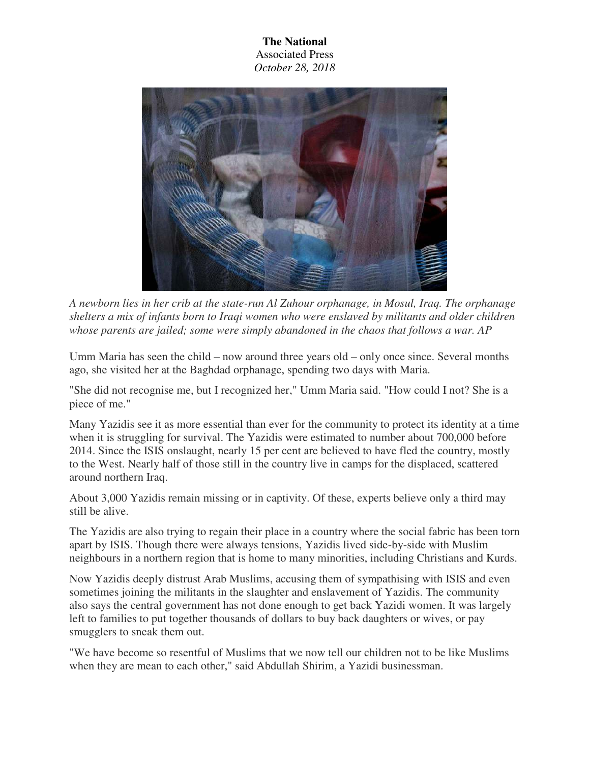**The National**
Associated Press
*October 28, 2018*

*A newborn lies in her crib at the state-run Al Zuhour orphanage, in Mosul, Iraq. The orphanage shelters a mix of infants born to Iraqi women who were enslaved by militants and older children whose parents are jailed; some were simply abandoned in the chaos that follows a war. AP*

Umm Maria has seen the child – now around three years old – only once since. Several months ago, she visited her at the Baghdad orphanage, spending two days with Maria.

"She did not recognise me, but I recognized her," Umm Maria said. "How could I not? She is a piece of me."

Many Yazidis see it as more essential than ever for the community to protect its identity at a time when it is struggling for survival. The Yazidis were estimated to number about 700,000 before 2014. Since the ISIS onslaught, nearly 15 per cent are believed to have fled the country, mostly to the West. Nearly half of those still in the country live in camps for the displaced, scattered around northern Iraq.

About 3,000 Yazidis remain missing or in captivity. Of these, experts believe only a third may still be alive.

The Yazidis are also trying to regain their place in a country where the social fabric has been torn apart by ISIS. Though there were always tensions, Yazidis lived side-by-side with Muslim neighbours in a northern region that is home to many minorities, including Christians and Kurds.

Now Yazidis deeply distrust Arab Muslims, accusing them of sympathising with ISIS and even sometimes joining the militants in the slaughter and enslavement of Yazidis. The community also says the central government has not done enough to get back Yazidi women. It was largely left to families to put together thousands of dollars to buy back daughters or wives, or pay smugglers to sneak them out.

"We have become so resentful of Muslims that we now tell our children not to be like Muslims when they are mean to each other," said Abdullah Shirim, a Yazidi businessman.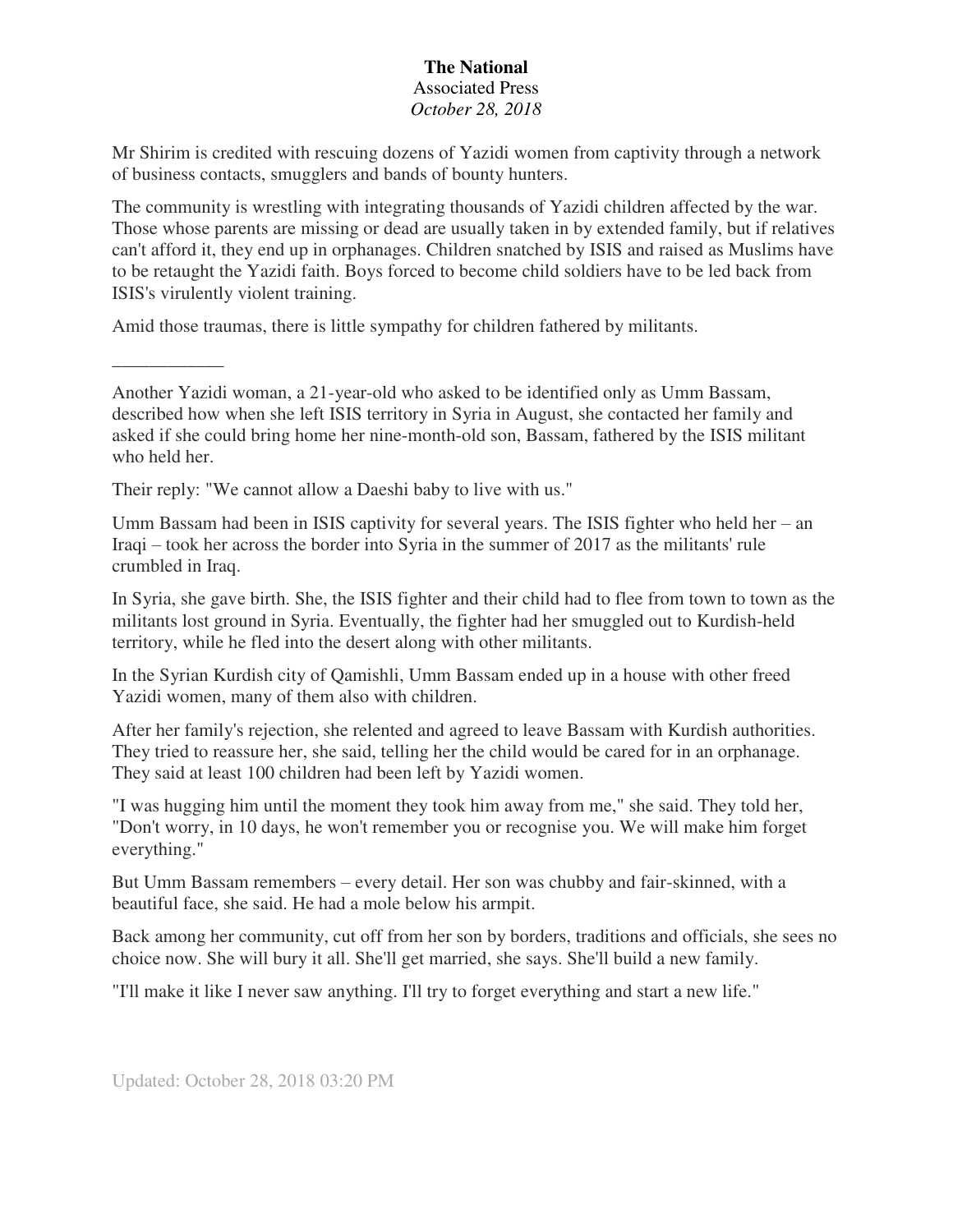**The National**
Associated Press
*October 28, 2018*

Mr Shirim is credited with rescuing dozens of Yazidi women from captivity through a network of business contacts, smugglers and bands of bounty hunters.

The community is wrestling with integrating thousands of Yazidi children affected by the war. Those whose parents are missing or dead are usually taken in by extended family, but if relatives can't afford it, they end up in orphanages. Children snatched by ISIS and raised as Muslims have to be retaught the Yazidi faith. Boys forced to become child soldiers have to be led back from ISIS's virulently violent training.

Amid those traumas, there is little sympathy for children fathered by militants.

---

Another Yazidi woman, a 21-year-old who asked to be identified only as Umm Bassam, described how when she left ISIS territory in Syria in August, she contacted her family and asked if she could bring home her nine-month-old son, Bassam, fathered by the ISIS militant who held her.

Their reply: "We cannot allow a Daeshi baby to live with us."

Umm Bassam had been in ISIS captivity for several years. The ISIS fighter who held her – an Iraqi – took her across the border into Syria in the summer of 2017 as the militants' rule crumbled in Iraq.

In Syria, she gave birth. She, the ISIS fighter and their child had to flee from town to town as the militants lost ground in Syria. Eventually, the fighter had her smuggled out to Kurdish-held territory, while he fled into the desert along with other militants.

In the Syrian Kurdish city of Qamishli, Umm Bassam ended up in a house with other freed Yazidi women, many of them also with children.

After her family's rejection, she relented and agreed to leave Bassam with Kurdish authorities. They tried to reassure her, she said, telling her the child would be cared for in an orphanage. They said at least 100 children had been left by Yazidi women.

"I was hugging him until the moment they took him away from me," she said. They told her, "Don't worry, in 10 days, he won't remember you or recognise you. We will make him forget everything."

But Umm Bassam remembers – every detail. Her son was chubby and fair-skinned, with a beautiful face, she said. He had a mole below his armpit.

Back among her community, cut off from her son by borders, traditions and officials, she sees no choice now. She will bury it all. She'll get married, she says. She'll build a new family.

"I'll make it like I never saw anything. I'll try to forget everything and start a new life."

Updated: October 28, 2018 03:20 PM